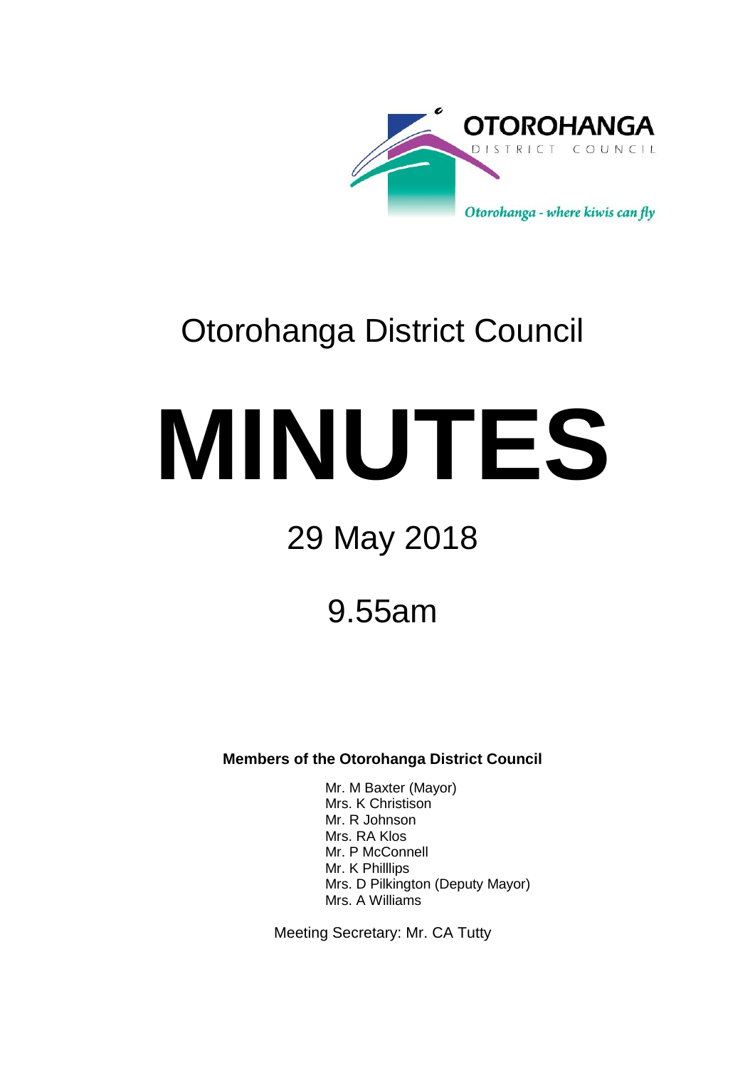OTOROHANGA DISTRICT COUNCIL

*Otorohanga - where kiwis can fly*

# Otorohanga District Council

# MINUTES

## 29 May 2018

## 9.55am

**Members of the Otorohanga District Council**

Mr. M Baxter (Mayor)
Mrs. K Christison
Mr. R Johnson
Mrs. RA Klos
Mr. P McConnell
Mr. K Philllips
Mrs. D Pilkington (Deputy Mayor)
Mrs. A Williams

Meeting Secretary: Mr. CA Tutty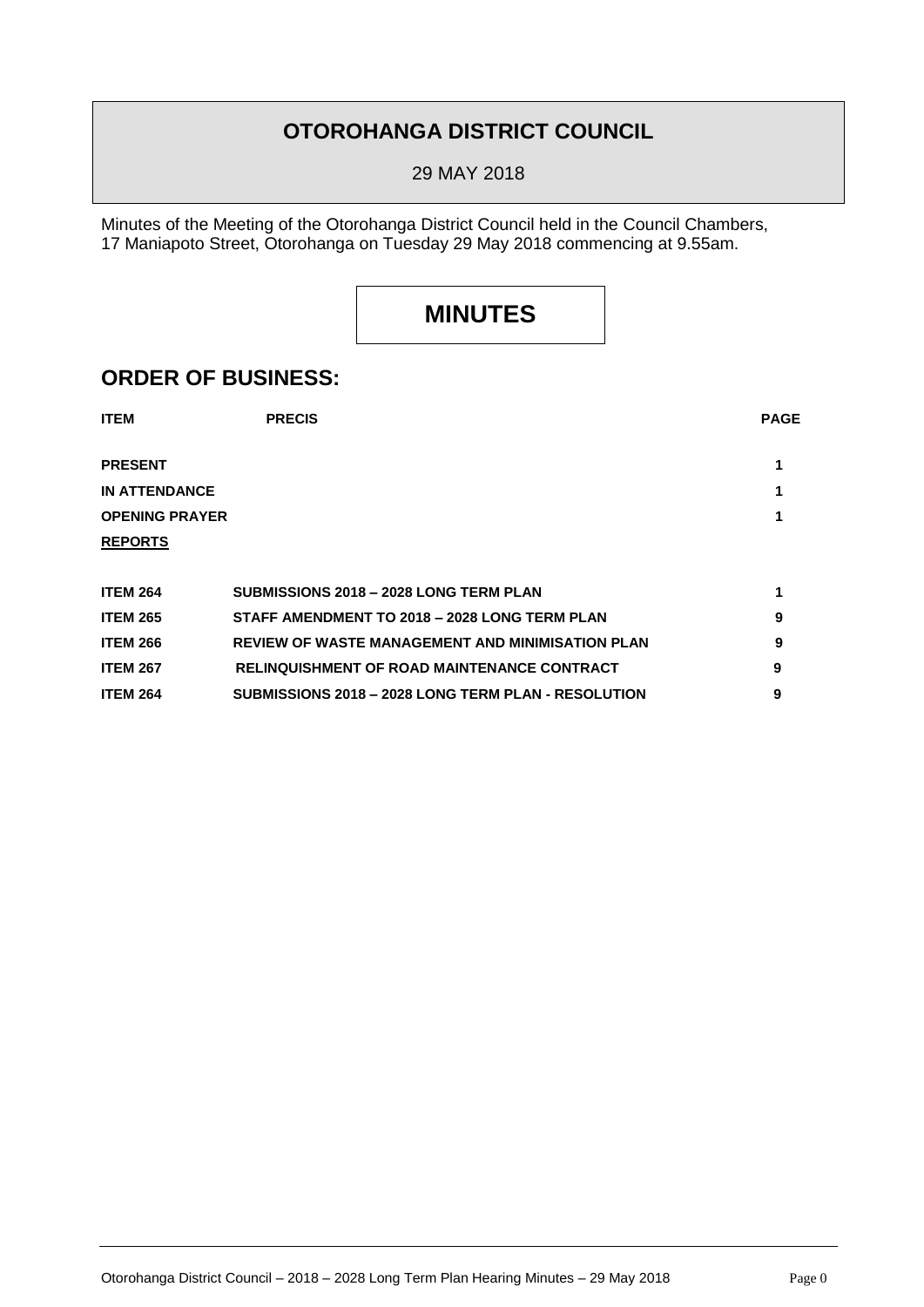# OTOROHANGA DISTRICT COUNCIL

29 MAY 2018

Minutes of the Meeting of the Otorohanga District Council held in the Council Chambers, 17 Maniapoto Street, Otorohanga on Tuesday 29 May 2018 commencing at 9.55am.

# MINUTES

## ORDER OF BUSINESS:

| ITEM | PRECIS | PAGE |
|---|---|---|
| **PRESENT** | | 1 |
| **IN ATTENDANCE** | | 1 |
| **OPENING PRAYER** | | 1 |
| **REPORTS** | | |
| **ITEM 264** | **SUBMISSIONS 2018 – 2028 LONG TERM PLAN** | 1 |
| **ITEM 265** | **STAFF AMENDMENT TO 2018 – 2028 LONG TERM PLAN** | 9 |
| **ITEM 266** | **REVIEW OF WASTE MANAGEMENT AND MINIMISATION PLAN** | 9 |
| **ITEM 267** | **RELINQUISHMENT OF ROAD MAINTENANCE CONTRACT** | 9 |
| **ITEM 264** | **SUBMISSIONS 2018 – 2028 LONG TERM PLAN - RESOLUTION** | 9 |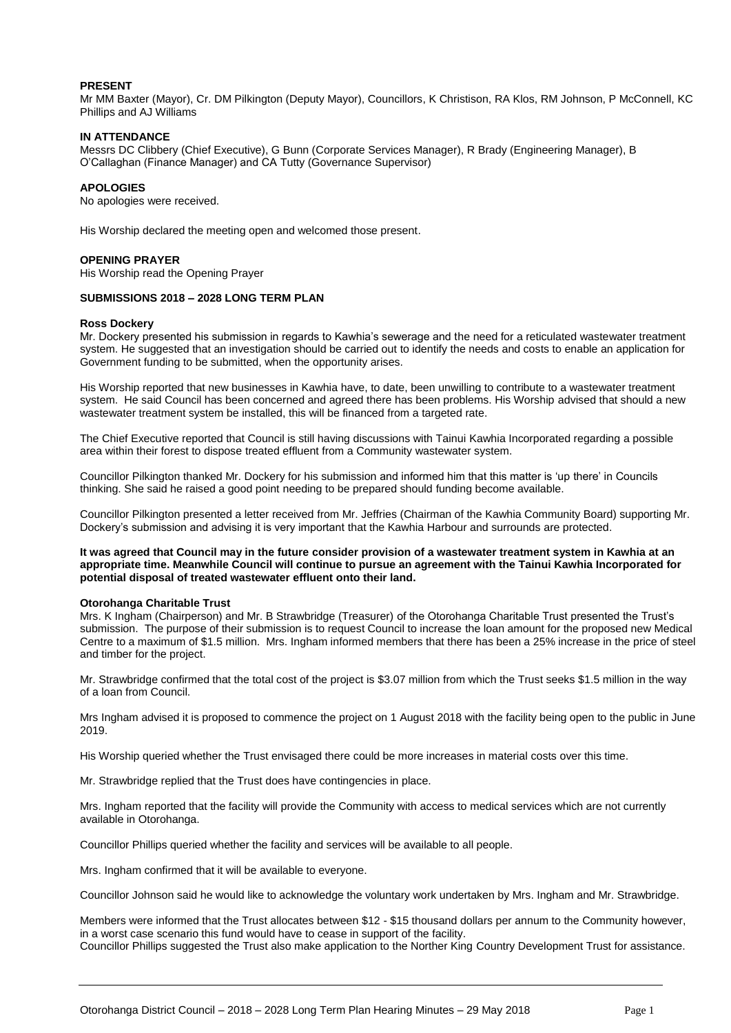**PRESENT**

Mr MM Baxter (Mayor), Cr. DM Pilkington (Deputy Mayor), Councillors, K Christison, RA Klos, RM Johnson, P McConnell, KC Phillips and AJ Williams

**IN ATTENDANCE**

Messrs DC Clibbery (Chief Executive), G Bunn (Corporate Services Manager), R Brady (Engineering Manager), B O'Callaghan (Finance Manager) and CA Tutty (Governance Supervisor)

**APOLOGIES**

No apologies were received.

His Worship declared the meeting open and welcomed those present.

**OPENING PRAYER**

His Worship read the Opening Prayer

**SUBMISSIONS 2018 – 2028 LONG TERM PLAN**

**Ross Dockery**

Mr. Dockery presented his submission in regards to Kawhia's sewerage and the need for a reticulated wastewater treatment system. He suggested that an investigation should be carried out to identify the needs and costs to enable an application for Government funding to be submitted, when the opportunity arises.

His Worship reported that new businesses in Kawhia have, to date, been unwilling to contribute to a wastewater treatment system. He said Council has been concerned and agreed there has been problems. His Worship advised that should a new wastewater treatment system be installed, this will be financed from a targeted rate.

The Chief Executive reported that Council is still having discussions with Tainui Kawhia Incorporated regarding a possible area within their forest to dispose treated effluent from a Community wastewater system.

Councillor Pilkington thanked Mr. Dockery for his submission and informed him that this matter is 'up there' in Councils thinking. She said he raised a good point needing to be prepared should funding become available.

Councillor Pilkington presented a letter received from Mr. Jeffries (Chairman of the Kawhia Community Board) supporting Mr. Dockery's submission and advising it is very important that the Kawhia Harbour and surrounds are protected.

**It was agreed that Council may in the future consider provision of a wastewater treatment system in Kawhia at an appropriate time. Meanwhile Council will continue to pursue an agreement with the Tainui Kawhia Incorporated for potential disposal of treated wastewater effluent onto their land.**

**Otorohanga Charitable Trust**

Mrs. K Ingham (Chairperson) and Mr. B Strawbridge (Treasurer) of the Otorohanga Charitable Trust presented the Trust's submission. The purpose of their submission is to request Council to increase the loan amount for the proposed new Medical Centre to a maximum of $1.5 million. Mrs. Ingham informed members that there has been a 25% increase in the price of steel and timber for the project.

Mr. Strawbridge confirmed that the total cost of the project is $3.07 million from which the Trust seeks $1.5 million in the way of a loan from Council.

Mrs Ingham advised it is proposed to commence the project on 1 August 2018 with the facility being open to the public in June 2019.

His Worship queried whether the Trust envisaged there could be more increases in material costs over this time.

Mr. Strawbridge replied that the Trust does have contingencies in place.

Mrs. Ingham reported that the facility will provide the Community with access to medical services which are not currently available in Otorohanga.

Councillor Phillips queried whether the facility and services will be available to all people.

Mrs. Ingham confirmed that it will be available to everyone.

Councillor Johnson said he would like to acknowledge the voluntary work undertaken by Mrs. Ingham and Mr. Strawbridge.

Members were informed that the Trust allocates between $12 - $15 thousand dollars per annum to the Community however, in a worst case scenario this fund would have to cease in support of the facility.
Councillor Phillips suggested the Trust also make application to the Norther King Country Development Trust for assistance.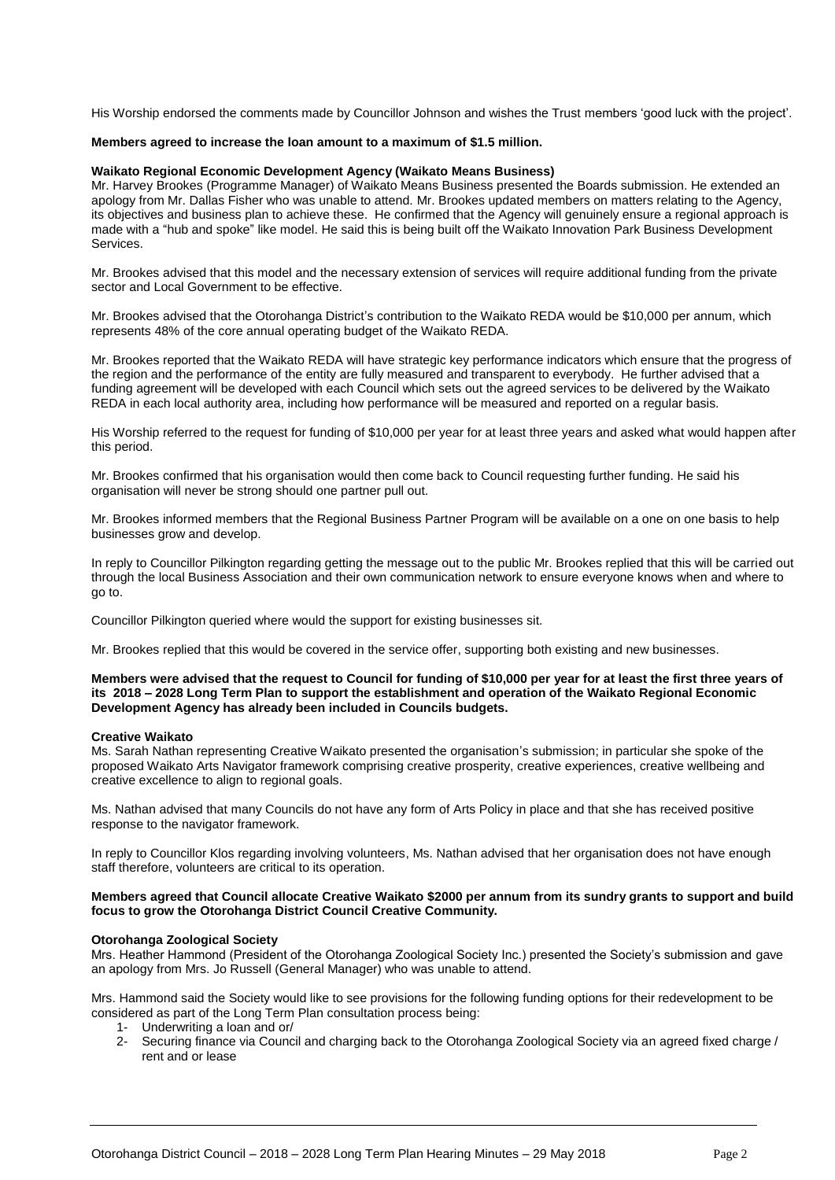His Worship endorsed the comments made by Councillor Johnson and wishes the Trust members 'good luck with the project'.

**Members agreed to increase the loan amount to a maximum of $1.5 million.**

**Waikato Regional Economic Development Agency (Waikato Means Business)**

Mr. Harvey Brookes (Programme Manager) of Waikato Means Business presented the Boards submission. He extended an apology from Mr. Dallas Fisher who was unable to attend. Mr. Brookes updated members on matters relating to the Agency, its objectives and business plan to achieve these. He confirmed that the Agency will genuinely ensure a regional approach is made with a "hub and spoke" like model. He said this is being built off the Waikato Innovation Park Business Development Services.

Mr. Brookes advised that this model and the necessary extension of services will require additional funding from the private sector and Local Government to be effective.

Mr. Brookes advised that the Otorohanga District's contribution to the Waikato REDA would be $10,000 per annum, which represents 48% of the core annual operating budget of the Waikato REDA.

Mr. Brookes reported that the Waikato REDA will have strategic key performance indicators which ensure that the progress of the region and the performance of the entity are fully measured and transparent to everybody. He further advised that a funding agreement will be developed with each Council which sets out the agreed services to be delivered by the Waikato REDA in each local authority area, including how performance will be measured and reported on a regular basis.

His Worship referred to the request for funding of $10,000 per year for at least three years and asked what would happen after this period.

Mr. Brookes confirmed that his organisation would then come back to Council requesting further funding. He said his organisation will never be strong should one partner pull out.

Mr. Brookes informed members that the Regional Business Partner Program will be available on a one on one basis to help businesses grow and develop.

In reply to Councillor Pilkington regarding getting the message out to the public Mr. Brookes replied that this will be carried out through the local Business Association and their own communication network to ensure everyone knows when and where to go to.

Councillor Pilkington queried where would the support for existing businesses sit.

Mr. Brookes replied that this would be covered in the service offer, supporting both existing and new businesses.

**Members were advised that the request to Council for funding of $10,000 per year for at least the first three years of its 2018 – 2028 Long Term Plan to support the establishment and operation of the Waikato Regional Economic Development Agency has already been included in Councils budgets.**

**Creative Waikato**

Ms. Sarah Nathan representing Creative Waikato presented the organisation's submission; in particular she spoke of the proposed Waikato Arts Navigator framework comprising creative prosperity, creative experiences, creative wellbeing and creative excellence to align to regional goals.

Ms. Nathan advised that many Councils do not have any form of Arts Policy in place and that she has received positive response to the navigator framework.

In reply to Councillor Klos regarding involving volunteers, Ms. Nathan advised that her organisation does not have enough staff therefore, volunteers are critical to its operation.

**Members agreed that Council allocate Creative Waikato $2000 per annum from its sundry grants to support and build focus to grow the Otorohanga District Council Creative Community.**

**Otorohanga Zoological Society**

Mrs. Heather Hammond (President of the Otorohanga Zoological Society Inc.) presented the Society's submission and gave an apology from Mrs. Jo Russell (General Manager) who was unable to attend.

Mrs. Hammond said the Society would like to see provisions for the following funding options for their redevelopment to be considered as part of the Long Term Plan consultation process being:

1- Underwriting a loan and or/
2- Securing finance via Council and charging back to the Otorohanga Zoological Society via an agreed fixed charge / rent and or lease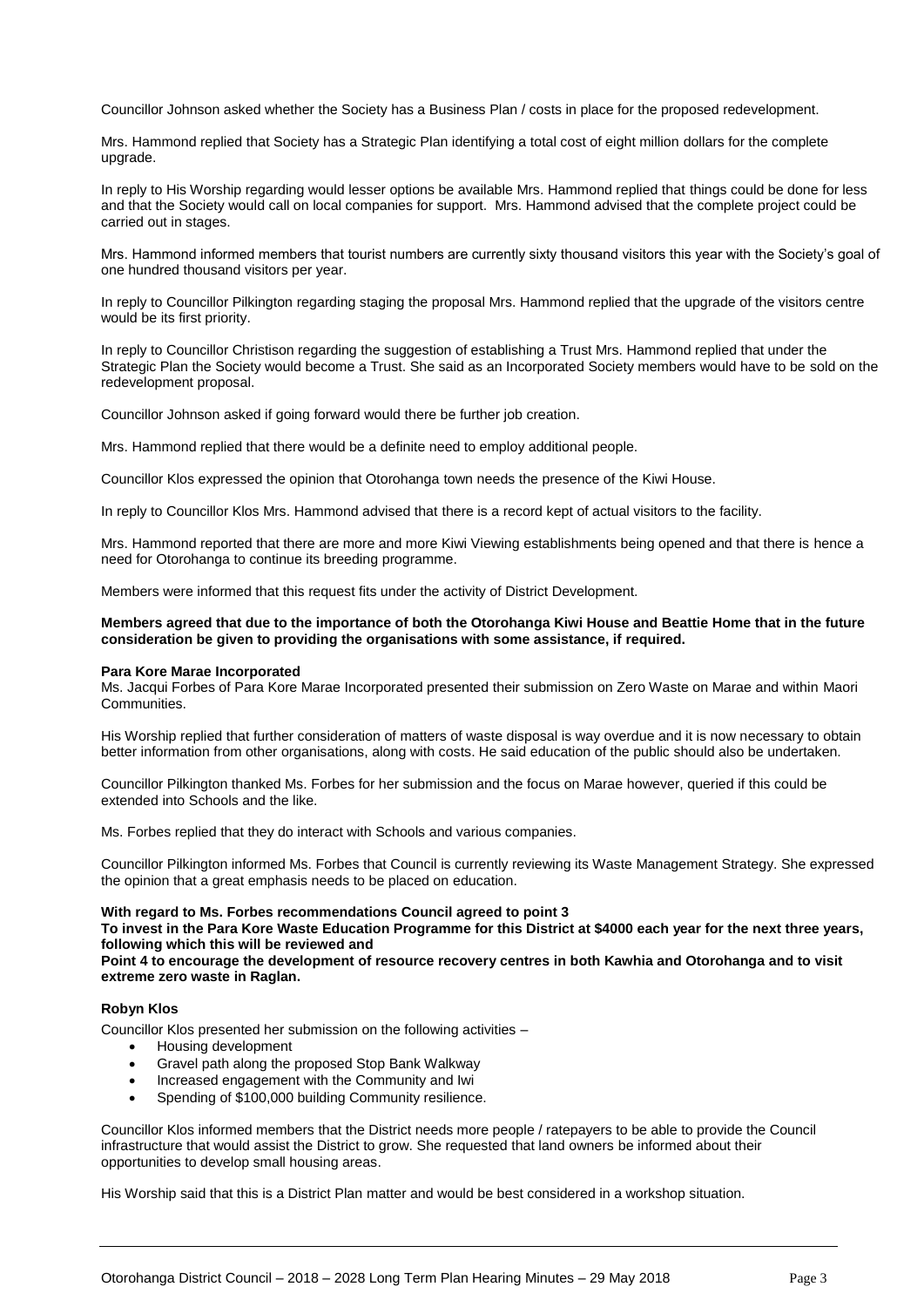Councillor Johnson asked whether the Society has a Business Plan / costs in place for the proposed redevelopment.

Mrs. Hammond replied that Society has a Strategic Plan identifying a total cost of eight million dollars for the complete upgrade.

In reply to His Worship regarding would lesser options be available Mrs. Hammond replied that things could be done for less and that the Society would call on local companies for support. Mrs. Hammond advised that the complete project could be carried out in stages.

Mrs. Hammond informed members that tourist numbers are currently sixty thousand visitors this year with the Society's goal of one hundred thousand visitors per year.

In reply to Councillor Pilkington regarding staging the proposal Mrs. Hammond replied that the upgrade of the visitors centre would be its first priority.

In reply to Councillor Christison regarding the suggestion of establishing a Trust Mrs. Hammond replied that under the Strategic Plan the Society would become a Trust. She said as an Incorporated Society members would have to be sold on the redevelopment proposal.

Councillor Johnson asked if going forward would there be further job creation.

Mrs. Hammond replied that there would be a definite need to employ additional people.

Councillor Klos expressed the opinion that Otorohanga town needs the presence of the Kiwi House.

In reply to Councillor Klos Mrs. Hammond advised that there is a record kept of actual visitors to the facility.

Mrs. Hammond reported that there are more and more Kiwi Viewing establishments being opened and that there is hence a need for Otorohanga to continue its breeding programme.

Members were informed that this request fits under the activity of District Development.

**Members agreed that due to the importance of both the Otorohanga Kiwi House and Beattie Home that in the future consideration be given to providing the organisations with some assistance, if required.**

**Para Kore Marae Incorporated**

Ms. Jacqui Forbes of Para Kore Marae Incorporated presented their submission on Zero Waste on Marae and within Maori Communities.

His Worship replied that further consideration of matters of waste disposal is way overdue and it is now necessary to obtain better information from other organisations, along with costs. He said education of the public should also be undertaken.

Councillor Pilkington thanked Ms. Forbes for her submission and the focus on Marae however, queried if this could be extended into Schools and the like.

Ms. Forbes replied that they do interact with Schools and various companies.

Councillor Pilkington informed Ms. Forbes that Council is currently reviewing its Waste Management Strategy. She expressed the opinion that a great emphasis needs to be placed on education.

**With regard to Ms. Forbes recommendations Council agreed to point 3**
**To invest in the Para Kore Waste Education Programme for this District at $4000 each year for the next three years, following which this will be reviewed and**
**Point 4 to encourage the development of resource recovery centres in both Kawhia and Otorohanga and to visit extreme zero waste in Raglan.**

**Robyn Klos**

Councillor Klos presented her submission on the following activities –

- Housing development
- Gravel path along the proposed Stop Bank Walkway
- Increased engagement with the Community and Iwi
- Spending of $100,000 building Community resilience.

Councillor Klos informed members that the District needs more people / ratepayers to be able to provide the Council infrastructure that would assist the District to grow. She requested that land owners be informed about their opportunities to develop small housing areas.

His Worship said that this is a District Plan matter and would be best considered in a workshop situation.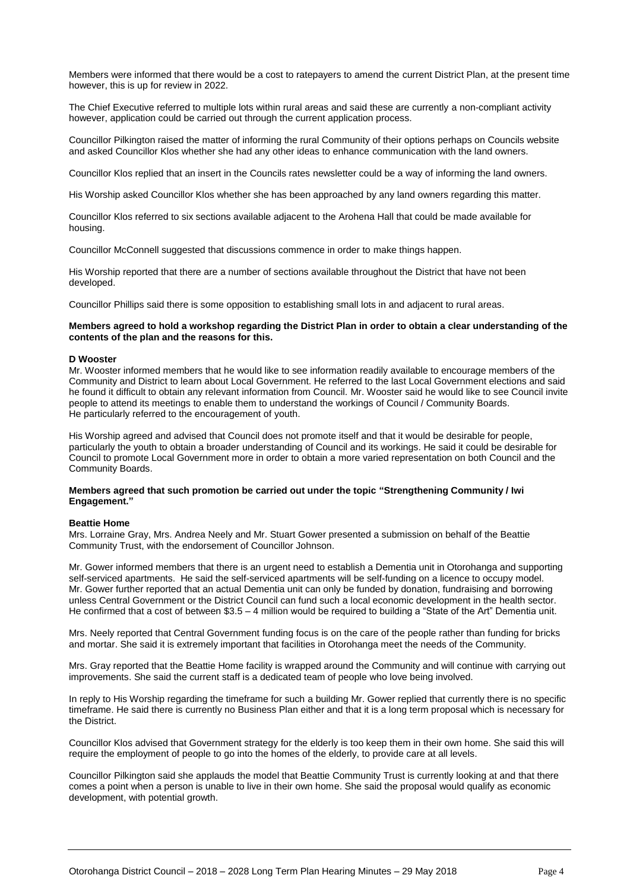Members were informed that there would be a cost to ratepayers to amend the current District Plan, at the present time however, this is up for review in 2022.

The Chief Executive referred to multiple lots within rural areas and said these are currently a non-compliant activity however, application could be carried out through the current application process.

Councillor Pilkington raised the matter of informing the rural Community of their options perhaps on Councils website and asked Councillor Klos whether she had any other ideas to enhance communication with the land owners.

Councillor Klos replied that an insert in the Councils rates newsletter could be a way of informing the land owners.

His Worship asked Councillor Klos whether she has been approached by any land owners regarding this matter.

Councillor Klos referred to six sections available adjacent to the Arohena Hall that could be made available for housing.

Councillor McConnell suggested that discussions commence in order to make things happen.

His Worship reported that there are a number of sections available throughout the District that have not been developed.

Councillor Phillips said there is some opposition to establishing small lots in and adjacent to rural areas.

**Members agreed to hold a workshop regarding the District Plan in order to obtain a clear understanding of the contents of the plan and the reasons for this.**

**D Wooster**

Mr. Wooster informed members that he would like to see information readily available to encourage members of the Community and District to learn about Local Government. He referred to the last Local Government elections and said he found it difficult to obtain any relevant information from Council. Mr. Wooster said he would like to see Council invite people to attend its meetings to enable them to understand the workings of Council / Community Boards. He particularly referred to the encouragement of youth.

His Worship agreed and advised that Council does not promote itself and that it would be desirable for people, particularly the youth to obtain a broader understanding of Council and its workings. He said it could be desirable for Council to promote Local Government more in order to obtain a more varied representation on both Council and the Community Boards.

**Members agreed that such promotion be carried out under the topic "Strengthening Community / Iwi Engagement."**

**Beattie Home**

Mrs. Lorraine Gray, Mrs. Andrea Neely and Mr. Stuart Gower presented a submission on behalf of the Beattie Community Trust, with the endorsement of Councillor Johnson.

Mr. Gower informed members that there is an urgent need to establish a Dementia unit in Otorohanga and supporting self-serviced apartments. He said the self-serviced apartments will be self-funding on a licence to occupy model. Mr. Gower further reported that an actual Dementia unit can only be funded by donation, fundraising and borrowing unless Central Government or the District Council can fund such a local economic development in the health sector. He confirmed that a cost of between $3.5 – 4 million would be required to building a "State of the Art" Dementia unit.

Mrs. Neely reported that Central Government funding focus is on the care of the people rather than funding for bricks and mortar. She said it is extremely important that facilities in Otorohanga meet the needs of the Community.

Mrs. Gray reported that the Beattie Home facility is wrapped around the Community and will continue with carrying out improvements. She said the current staff is a dedicated team of people who love being involved.

In reply to His Worship regarding the timeframe for such a building Mr. Gower replied that currently there is no specific timeframe. He said there is currently no Business Plan either and that it is a long term proposal which is necessary for the District.

Councillor Klos advised that Government strategy for the elderly is too keep them in their own home. She said this will require the employment of people to go into the homes of the elderly, to provide care at all levels.

Councillor Pilkington said she applauds the model that Beattie Community Trust is currently looking at and that there comes a point when a person is unable to live in their own home. She said the proposal would qualify as economic development, with potential growth.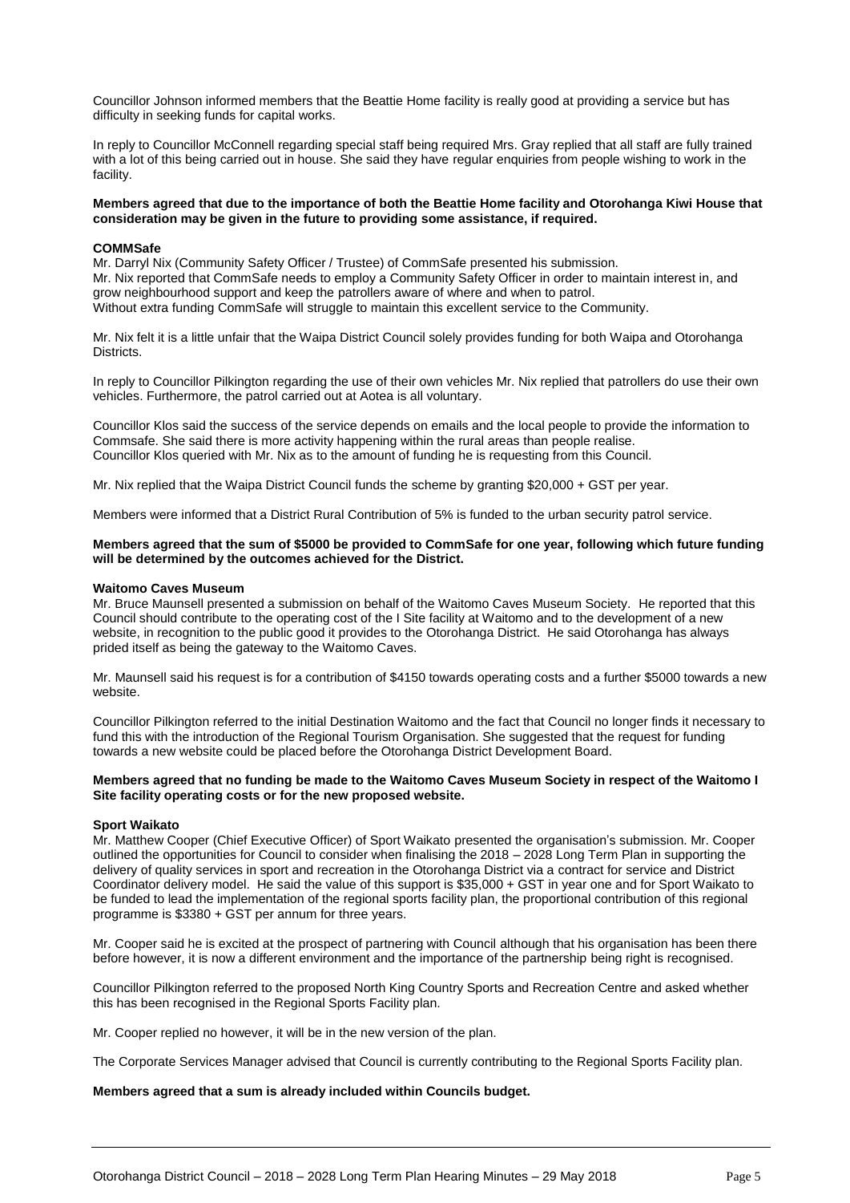Councillor Johnson informed members that the Beattie Home facility is really good at providing a service but has difficulty in seeking funds for capital works.

In reply to Councillor McConnell regarding special staff being required Mrs. Gray replied that all staff are fully trained with a lot of this being carried out in house. She said they have regular enquiries from people wishing to work in the facility.

**Members agreed that due to the importance of both the Beattie Home facility and Otorohanga Kiwi House that consideration may be given in the future to providing some assistance, if required.**

**COMMSafe**

Mr. Darryl Nix (Community Safety Officer / Trustee) of CommSafe presented his submission.
Mr. Nix reported that CommSafe needs to employ a Community Safety Officer in order to maintain interest in, and grow neighbourhood support and keep the patrollers aware of where and when to patrol.
Without extra funding CommSafe will struggle to maintain this excellent service to the Community.

Mr. Nix felt it is a little unfair that the Waipa District Council solely provides funding for both Waipa and Otorohanga Districts.

In reply to Councillor Pilkington regarding the use of their own vehicles Mr. Nix replied that patrollers do use their own vehicles. Furthermore, the patrol carried out at Aotea is all voluntary.

Councillor Klos said the success of the service depends on emails and the local people to provide the information to Commsafe. She said there is more activity happening within the rural areas than people realise.
Councillor Klos queried with Mr. Nix as to the amount of funding he is requesting from this Council.

Mr. Nix replied that the Waipa District Council funds the scheme by granting $20,000 + GST per year.

Members were informed that a District Rural Contribution of 5% is funded to the urban security patrol service.

**Members agreed that the sum of $5000 be provided to CommSafe for one year, following which future funding will be determined by the outcomes achieved for the District.**

**Waitomo Caves Museum**

Mr. Bruce Maunsell presented a submission on behalf of the Waitomo Caves Museum Society. He reported that this Council should contribute to the operating cost of the I Site facility at Waitomo and to the development of a new website, in recognition to the public good it provides to the Otorohanga District. He said Otorohanga has always prided itself as being the gateway to the Waitomo Caves.

Mr. Maunsell said his request is for a contribution of $4150 towards operating costs and a further $5000 towards a new website.

Councillor Pilkington referred to the initial Destination Waitomo and the fact that Council no longer finds it necessary to fund this with the introduction of the Regional Tourism Organisation. She suggested that the request for funding towards a new website could be placed before the Otorohanga District Development Board.

**Members agreed that no funding be made to the Waitomo Caves Museum Society in respect of the Waitomo I Site facility operating costs or for the new proposed website.**

**Sport Waikato**

Mr. Matthew Cooper (Chief Executive Officer) of Sport Waikato presented the organisation's submission. Mr. Cooper outlined the opportunities for Council to consider when finalising the 2018 – 2028 Long Term Plan in supporting the delivery of quality services in sport and recreation in the Otorohanga District via a contract for service and District Coordinator delivery model. He said the value of this support is $35,000 + GST in year one and for Sport Waikato to be funded to lead the implementation of the regional sports facility plan, the proportional contribution of this regional programme is $3380 + GST per annum for three years.

Mr. Cooper said he is excited at the prospect of partnering with Council although that his organisation has been there before however, it is now a different environment and the importance of the partnership being right is recognised.

Councillor Pilkington referred to the proposed North King Country Sports and Recreation Centre and asked whether this has been recognised in the Regional Sports Facility plan.

Mr. Cooper replied no however, it will be in the new version of the plan.

The Corporate Services Manager advised that Council is currently contributing to the Regional Sports Facility plan.

**Members agreed that a sum is already included within Councils budget.**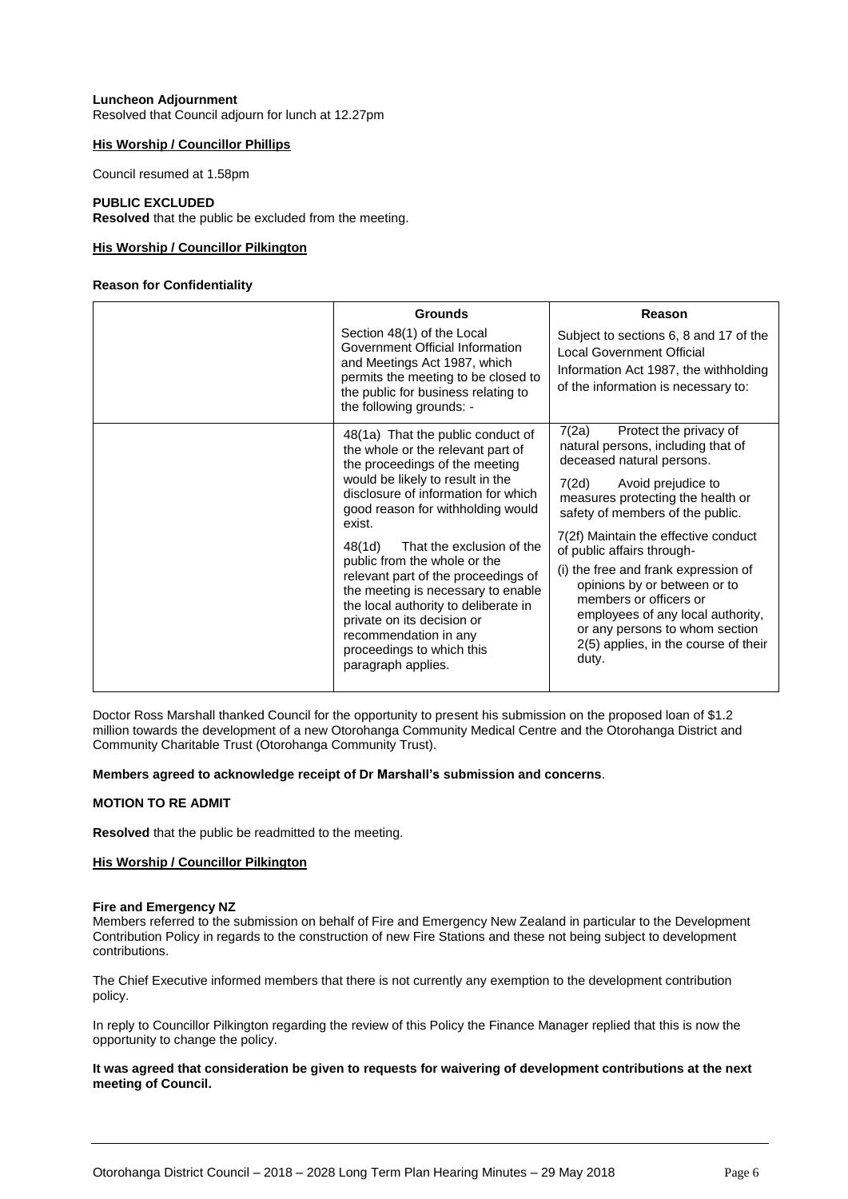**Luncheon Adjournment**
Resolved that Council adjourn for lunch at 12.27pm

**His Worship / Councillor Phillips**

Council resumed at 1.58pm

**PUBLIC EXCLUDED**
**Resolved** that the public be excluded from the meeting.

**His Worship / Councillor Pilkington**

**Reason for Confidentiality**

| | Grounds | Reason |
|---|---|---|
| | Section 48(1) of the Local Government Official Information and Meetings Act 1987, which permits the meeting to be closed to the public for business relating to the following grounds: - | Subject to sections 6, 8 and 17 of the Local Government Official Information Act 1987, the withholding of the information is necessary to: |
| | 48(1a) That the public conduct of the whole or the relevant part of the proceedings of the meeting would be likely to result in the disclosure of information for which good reason for withholding would exist.<br><br>48(1d) That the exclusion of the public from the whole or the relevant part of the proceedings of the meeting is necessary to enable the local authority to deliberate in private on its decision or recommendation in any proceedings to which this paragraph applies. | 7(2a) Protect the privacy of natural persons, including that of deceased natural persons.<br><br>7(2d) Avoid prejudice to measures protecting the health or safety of members of the public.<br><br>7(2f) Maintain the effective conduct of public affairs through-<br><br>(i) the free and frank expression of opinions by or between or to members or officers or employees of any local authority, or any persons to whom section 2(5) applies, in the course of their duty. |

Doctor Ross Marshall thanked Council for the opportunity to present his submission on the proposed loan of $1.2 million towards the development of a new Otorohanga Community Medical Centre and the Otorohanga District and Community Charitable Trust (Otorohanga Community Trust).

**Members agreed to acknowledge receipt of Dr Marshall's submission and concerns**.

**MOTION TO RE ADMIT**

**Resolved** that the public be readmitted to the meeting.

**His Worship / Councillor Pilkington**

**Fire and Emergency NZ**
Members referred to the submission on behalf of Fire and Emergency New Zealand in particular to the Development Contribution Policy in regards to the construction of new Fire Stations and these not being subject to development contributions.

The Chief Executive informed members that there is not currently any exemption to the development contribution policy.

In reply to Councillor Pilkington regarding the review of this Policy the Finance Manager replied that this is now the opportunity to change the policy.

**It was agreed that consideration be given to requests for waivering of development contributions at the next meeting of Council.**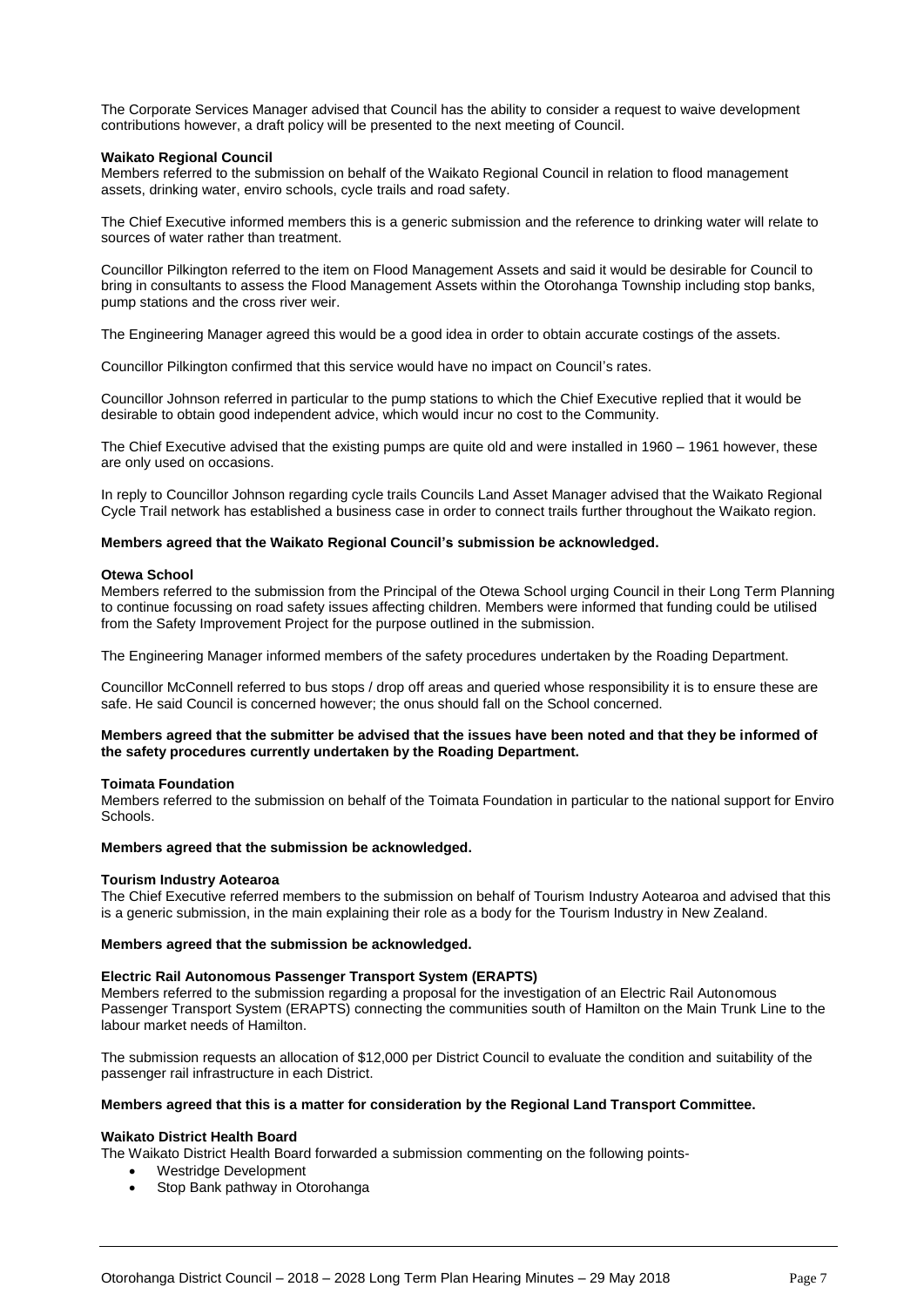The Corporate Services Manager advised that Council has the ability to consider a request to waive development contributions however, a draft policy will be presented to the next meeting of Council.

**Waikato Regional Council**
Members referred to the submission on behalf of the Waikato Regional Council in relation to flood management assets, drinking water, enviro schools, cycle trails and road safety.

The Chief Executive informed members this is a generic submission and the reference to drinking water will relate to sources of water rather than treatment.

Councillor Pilkington referred to the item on Flood Management Assets and said it would be desirable for Council to bring in consultants to assess the Flood Management Assets within the Otorohanga Township including stop banks, pump stations and the cross river weir.

The Engineering Manager agreed this would be a good idea in order to obtain accurate costings of the assets.

Councillor Pilkington confirmed that this service would have no impact on Council's rates.

Councillor Johnson referred in particular to the pump stations to which the Chief Executive replied that it would be desirable to obtain good independent advice, which would incur no cost to the Community.

The Chief Executive advised that the existing pumps are quite old and were installed in 1960 – 1961 however, these are only used on occasions.

In reply to Councillor Johnson regarding cycle trails Councils Land Asset Manager advised that the Waikato Regional Cycle Trail network has established a business case in order to connect trails further throughout the Waikato region.

**Members agreed that the Waikato Regional Council's submission be acknowledged.**

**Otewa School**
Members referred to the submission from the Principal of the Otewa School urging Council in their Long Term Planning to continue focussing on road safety issues affecting children. Members were informed that funding could be utilised from the Safety Improvement Project for the purpose outlined in the submission.

The Engineering Manager informed members of the safety procedures undertaken by the Roading Department.

Councillor McConnell referred to bus stops / drop off areas and queried whose responsibility it is to ensure these are safe. He said Council is concerned however; the onus should fall on the School concerned.

**Members agreed that the submitter be advised that the issues have been noted and that they be informed of the safety procedures currently undertaken by the Roading Department.**

**Toimata Foundation**
Members referred to the submission on behalf of the Toimata Foundation in particular to the national support for Enviro Schools.

**Members agreed that the submission be acknowledged.**

**Tourism Industry Aotearoa**
The Chief Executive referred members to the submission on behalf of Tourism Industry Aotearoa and advised that this is a generic submission, in the main explaining their role as a body for the Tourism Industry in New Zealand.

**Members agreed that the submission be acknowledged.**

**Electric Rail Autonomous Passenger Transport System (ERAPTS)**
Members referred to the submission regarding a proposal for the investigation of an Electric Rail Autonomous Passenger Transport System (ERAPTS) connecting the communities south of Hamilton on the Main Trunk Line to the labour market needs of Hamilton.

The submission requests an allocation of $12,000 per District Council to evaluate the condition and suitability of the passenger rail infrastructure in each District.

**Members agreed that this is a matter for consideration by the Regional Land Transport Committee.**

**Waikato District Health Board**
The Waikato District Health Board forwarded a submission commenting on the following points-

- Westridge Development
- Stop Bank pathway in Otorohanga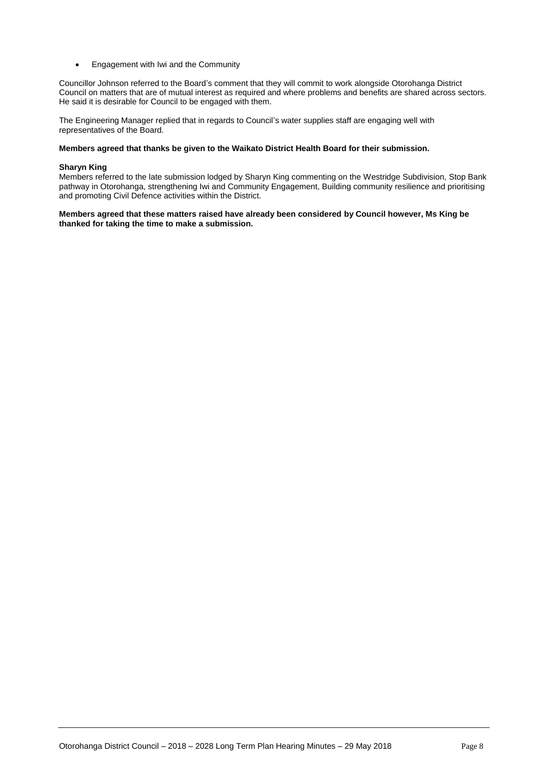- Engagement with Iwi and the Community

Councillor Johnson referred to the Board's comment that they will commit to work alongside Otorohanga District Council on matters that are of mutual interest as required and where problems and benefits are shared across sectors. He said it is desirable for Council to be engaged with them.

The Engineering Manager replied that in regards to Council's water supplies staff are engaging well with representatives of the Board.

**Members agreed that thanks be given to the Waikato District Health Board for their submission.**

**Sharyn King**

Members referred to the late submission lodged by Sharyn King commenting on the Westridge Subdivision, Stop Bank pathway in Otorohanga, strengthening Iwi and Community Engagement, Building community resilience and prioritising and promoting Civil Defence activities within the District.

**Members agreed that these matters raised have already been considered by Council however, Ms King be thanked for taking the time to make a submission.**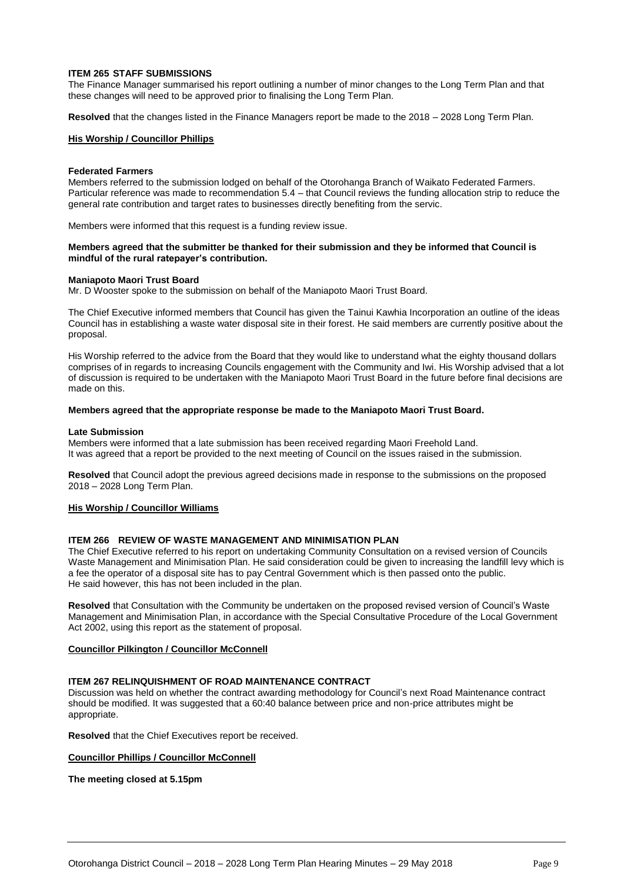**ITEM 265 STAFF SUBMISSIONS**

The Finance Manager summarised his report outlining a number of minor changes to the Long Term Plan and that these changes will need to be approved prior to finalising the Long Term Plan.

**Resolved** that the changes listed in the Finance Managers report be made to the 2018 – 2028 Long Term Plan.

**His Worship / Councillor Phillips**

**Federated Farmers**

Members referred to the submission lodged on behalf of the Otorohanga Branch of Waikato Federated Farmers. Particular reference was made to recommendation 5.4 – that Council reviews the funding allocation strip to reduce the general rate contribution and target rates to businesses directly benefiting from the servic.

Members were informed that this request is a funding review issue.

**Members agreed that the submitter be thanked for their submission and they be informed that Council is mindful of the rural ratepayer's contribution.**

**Maniapoto Maori Trust Board**

Mr. D Wooster spoke to the submission on behalf of the Maniapoto Maori Trust Board.

The Chief Executive informed members that Council has given the Tainui Kawhia Incorporation an outline of the ideas Council has in establishing a waste water disposal site in their forest. He said members are currently positive about the proposal.

His Worship referred to the advice from the Board that they would like to understand what the eighty thousand dollars comprises of in regards to increasing Councils engagement with the Community and Iwi. His Worship advised that a lot of discussion is required to be undertaken with the Maniapoto Maori Trust Board in the future before final decisions are made on this.

**Members agreed that the appropriate response be made to the Maniapoto Maori Trust Board.**

**Late Submission**

Members were informed that a late submission has been received regarding Maori Freehold Land.
It was agreed that a report be provided to the next meeting of Council on the issues raised in the submission.

**Resolved** that Council adopt the previous agreed decisions made in response to the submissions on the proposed 2018 – 2028 Long Term Plan.

**His Worship / Councillor Williams**

**ITEM 266 REVIEW OF WASTE MANAGEMENT AND MINIMISATION PLAN**

The Chief Executive referred to his report on undertaking Community Consultation on a revised version of Councils Waste Management and Minimisation Plan. He said consideration could be given to increasing the landfill levy which is a fee the operator of a disposal site has to pay Central Government which is then passed onto the public.
He said however, this has not been included in the plan.

**Resolved** that Consultation with the Community be undertaken on the proposed revised version of Council's Waste Management and Minimisation Plan, in accordance with the Special Consultative Procedure of the Local Government Act 2002, using this report as the statement of proposal.

**Councillor Pilkington / Councillor McConnell**

**ITEM 267 RELINQUISHMENT OF ROAD MAINTENANCE CONTRACT**

Discussion was held on whether the contract awarding methodology for Council's next Road Maintenance contract should be modified. It was suggested that a 60:40 balance between price and non-price attributes might be appropriate.

**Resolved** that the Chief Executives report be received.

**Councillor Phillips / Councillor McConnell**

**The meeting closed at 5.15pm**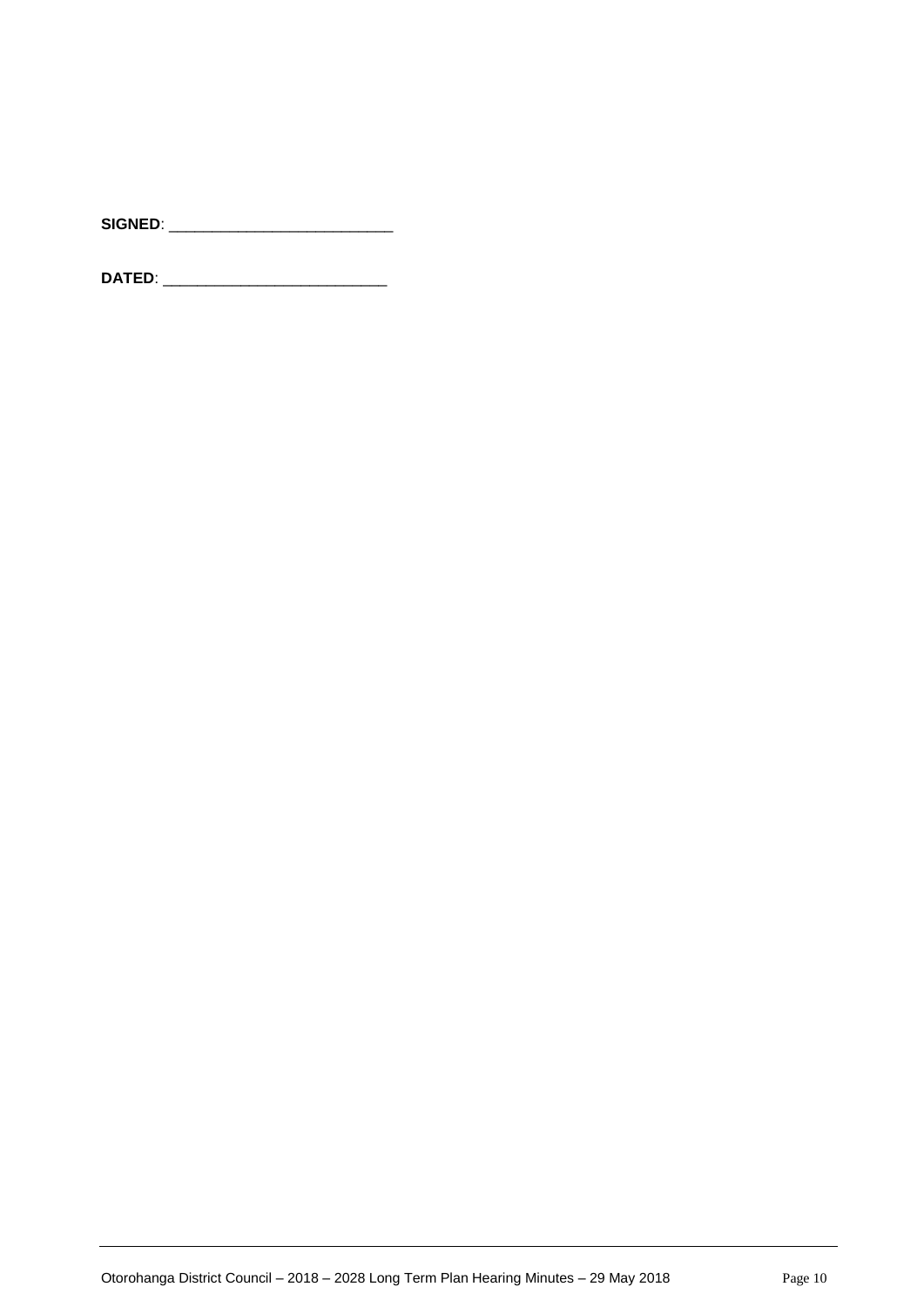**SIGNED**: \_\_\_\_\_\_\_\_\_\_\_\_\_\_\_\_\_\_\_\_\_\_\_\_\_\_

**DATED**: \_\_\_\_\_\_\_\_\_\_\_\_\_\_\_\_\_\_\_\_\_\_\_\_\_\_